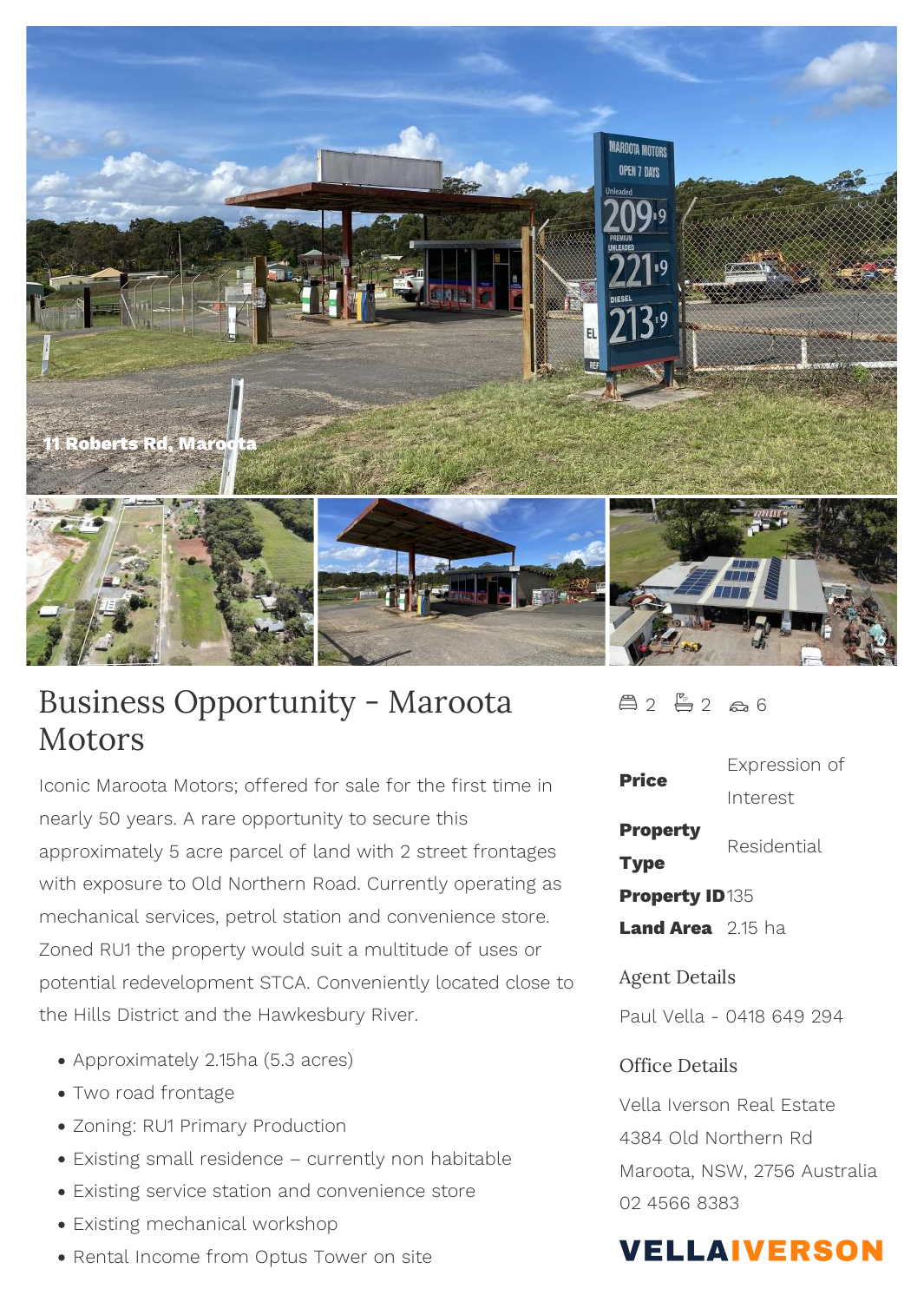# Business Opportunity - Maroota Motors

Iconic Maroota Motors; offered for sale for the first time in nearly 50 years. A rare opportunity to secure this approximately 5 acre parcel of land with 2 street frontages with exposure to Old Northern Road. Currently operating as mechanical services, petrol station and convenience store. Zoned RU1 the property would suit a multitude of uses or potential redevelopment STCA. Conveniently located close to the Hills District and the Hawkesbury River.

- Approximately 2.15ha (5.3 acres)
- Two road frontage
- Zoning: RU1 Primary Production
- Existing small residence – currently non habitable
- Existing service station and convenience store
- Existing mechanical workshop
- Rental Income from Optus Tower on site

2 2 6

| | |
|---|---|
| **Price** | Expression of Interest |
| **Property Type** | Residential |
| **Property ID** | 135 |
| **Land Area** | 2.15 ha |

## Agent Details

Paul Vella - 0418 649 294

## Office Details

Vella Iverson Real Estate
4384 Old Northern Rd
Maroota, NSW, 2756 Australia
02 4566 8383

**VELLAIVERSON**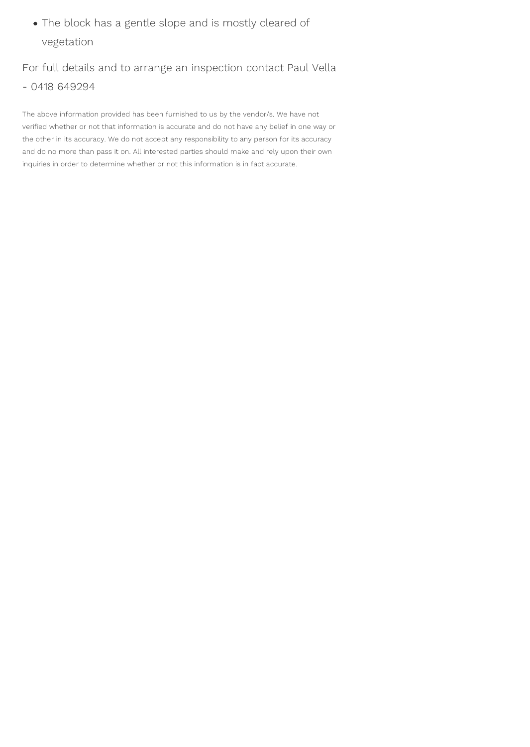- The block has a gentle slope and is mostly cleared of vegetation

For full details and to arrange an inspection contact Paul Vella - 0418 649294

The above information provided has been furnished to us by the vendor/s. We have not verified whether or not that information is accurate and do not have any belief in one way or the other in its accuracy. We do not accept any responsibility to any person for its accuracy and do no more than pass it on. All interested parties should make and rely upon their own inquiries in order to determine whether or not this information is in fact accurate.